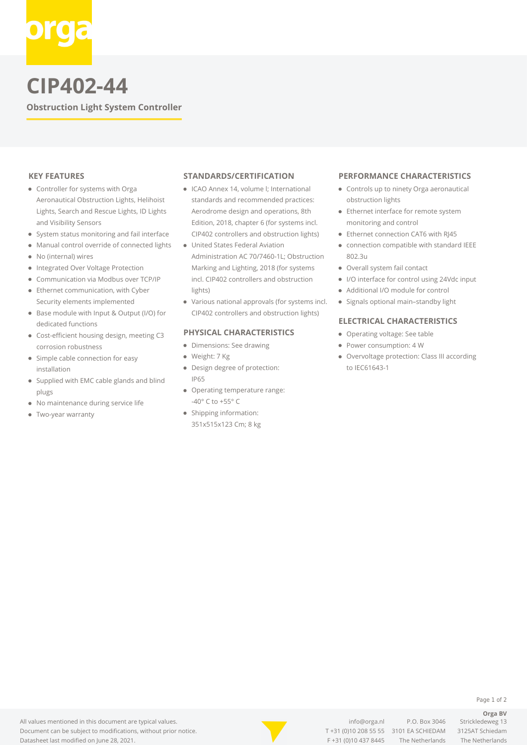# CIP402-44

**Obstruction Light System Controller**

## KEY FEATURES

- Controller for systems with Orga Aeronautical Obstruction Lights, Helihoist Lights, Search and Rescue Lights, ID Lights and Visibility Sensors
- System status monitoring and fail interface
- Manual control override of connected lights
- No (internal) wires
- Integrated Over Voltage Protection
- Communication via Modbus over TCP/IP
- Ethernet communication, with Cyber Security elements implemented
- Base module with Input & Output (I/O) for dedicated functions
- Cost-efficient housing design, meeting C3 corrosion robustness
- Simple cable connection for easy installation
- Supplied with EMC cable glands and blind plugs
- No maintenance during service life
- Two-year warranty

## STANDARDS/CERTIFICATION

- ICAO Annex 14, volume I; International standards and recommended practices: Aerodrome design and operations, 8th Edition, 2018, chapter 6 (for systems incl. CIP402 controllers and obstruction lights)
- United States Federal Aviation Administration AC 70/7460-1L; Obstruction Marking and Lighting, 2018 (for systems incl. CIP402 controllers and obstruction lights)
- Various national approvals (for systems incl. CIP402 controllers and obstruction lights)

## PHYSICAL CHARACTERISTICS

- Dimensions: See drawing
- Weight: 7 Kg
- Design degree of protection: IP65
- Operating temperature range: -40° C to +55° C
- Shipping information: 351x515x123 Cm; 8 kg

## PERFORMANCE CHARACTERISTICS

- Controls up to ninety Orga aeronautical obstruction lights
- Ethernet interface for remote system monitoring and control
- Ethernet connection CAT6 with RJ45
- connection compatible with standard IEEE 802.3u
- Overall system fail contact
- I/O interface for control using 24Vdc input
- Additional I/O module for control
- Signals optional main–standby light

## ELECTRICAL CHARACTERISTICS

- Operating voltage: See table
- Power consumption: 4 W
- Overvoltage protection: Class III according to IEC61643-1

All values mentioned in this document are typical values.
Document can be subject to modifications, without prior notice.
Datasheet last modified on June 28, 2021.

info@orga.nl
T +31 (0)10 208 55 55
F +31 (0)10 437 8445

P.O. Box 3046
3101 EA SCHIEDAM
The Netherlands

**Orga BV**
Strickledeweg 13
3125AT Schiedam
The Netherlands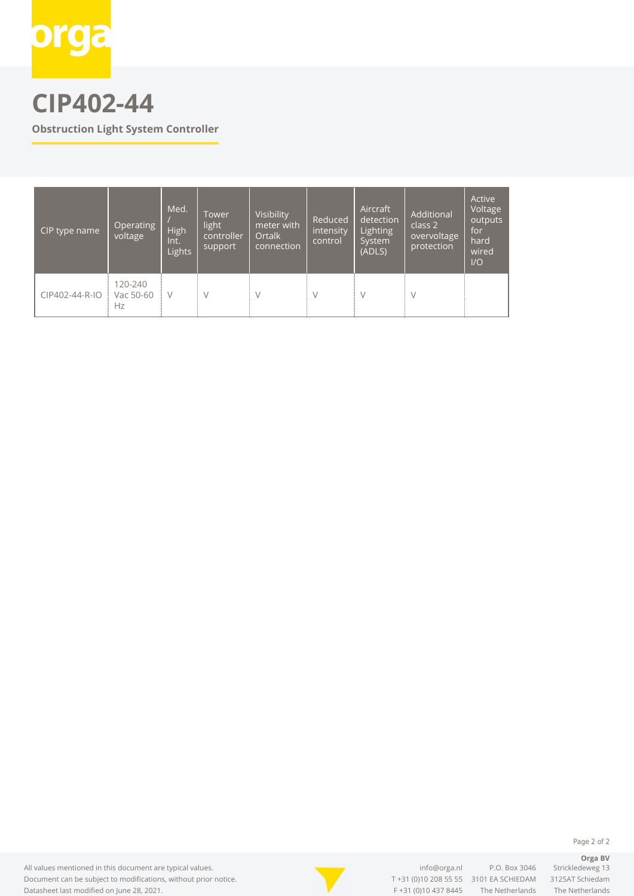# CIP402-44

**Obstruction Light System Controller**

| CIP type name | Operating voltage | Med. / High Int. Lights | Tower light controller support | Visibility meter with Ortalk connection | Reduced intensity control | Aircraft detection Lighting System (ADLS) | Additional class 2 overvoltage protection | Active Voltage outputs for hard wired I/O |
|---|---|---|---|---|---|---|---|---|
| CIP402-44-R-IO | 120-240 Vac 50-60 Hz | V | V | V | V | V | V | |

All values mentioned in this document are typical values.
Document can be subject to modifications, without prior notice.
Datasheet last modified on June 28, 2021.

**Orga BV**

info@orga.nl
T +31 (0)10 208 55 55
F +31 (0)10 437 8445

P.O. Box 3046
3101 EA SCHIEDAM
The Netherlands

Strickledeweg 13
3125AT Schiedam
The Netherlands